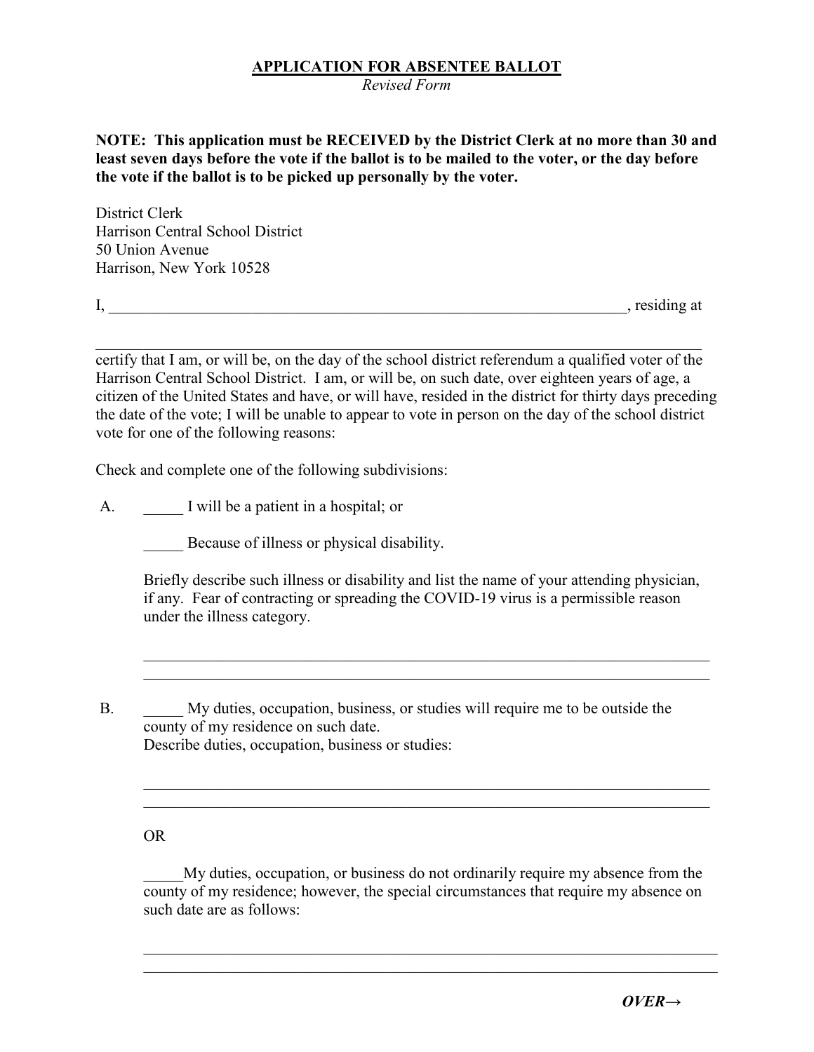# APPLICATION FOR ABSENTEE BALLOT

*Revised Form*

**NOTE: This application must be RECEIVED by the District Clerk at no more than 30 and least seven days before the vote if the ballot is to be mailed to the voter, or the day before the vote if the ballot is to be picked up personally by the voter.**

District Clerk
Harrison Central School District
50 Union Avenue
Harrison, New York 10528

I, ______________________________________________________________________, residing at

______________________________________________________________________________

certify that I am, or will be, on the day of the school district referendum a qualified voter of the Harrison Central School District. I am, or will be, on such date, over eighteen years of age, a citizen of the United States and have, or will have, resided in the district for thirty days preceding the date of the vote; I will be unable to appear to vote in person on the day of the school district vote for one of the following reasons:

Check and complete one of the following subdivisions:

A. _____ I will be a patient in a hospital; or

_____ Because of illness or physical disability.

Briefly describe such illness or disability and list the name of your attending physician, if any. Fear of contracting or spreading the COVID-19 virus is a permissible reason under the illness category.

__________________________________________________________________________
__________________________________________________________________________

B. _____ My duties, occupation, business, or studies will require me to be outside the county of my residence on such date.
Describe duties, occupation, business or studies:

__________________________________________________________________________
__________________________________________________________________________

OR

_____My duties, occupation, or business do not ordinarily require my absence from the county of my residence; however, the special circumstances that require my absence on such date are as follows:

__________________________________________________________________________
__________________________________________________________________________

***OVER→***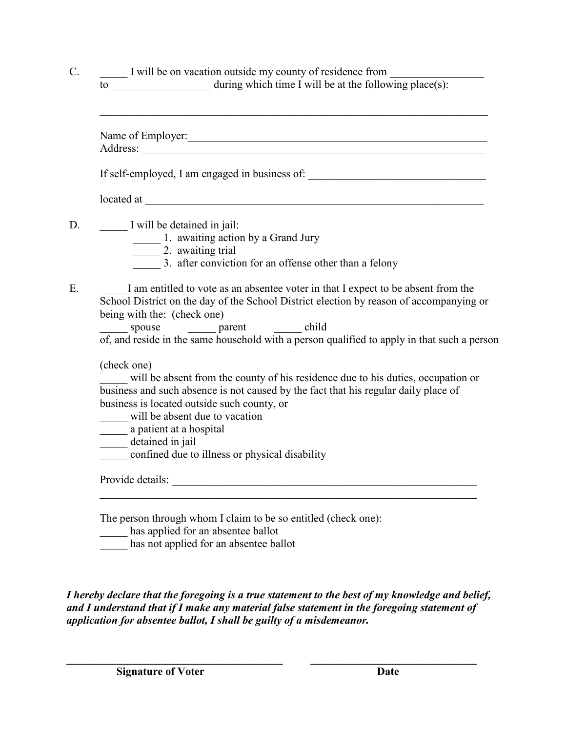C. _____ I will be on vacation outside my county of residence from _________________ to __________________ during which time I will be at the following place(s):

_________________________________________________________________________

Name of Employer:_____________________________________________________________
Address: _________________________________________________________________

If self-employed, I am engaged in business of: _________________________________

located at _______________________________________________________________

D. _____ I will be detained in jail:

   _____ 1. awaiting action by a Grand Jury
   _____ 2. awaiting trial
   _____ 3. after conviction for an offense other than a felony

E. _____I am entitled to vote as an absentee voter in that I expect to be absent from the School District on the day of the School District election by reason of accompanying or being with the: (check one)

_____ spouse     _____ parent     _____ child

of, and reside in the same household with a person qualified to apply in that such a person

(check one)

_____ will be absent from the county of his residence due to his duties, occupation or business and such absence is not caused by the fact that his regular daily place of business is located outside such county, or
_____ will be absent due to vacation
_____ a patient at a hospital
_____ detained in jail
_____ confined due to illness or physical disability

Provide details: ____________________________________________________________
_________________________________________________________________________

The person through whom I claim to be so entitled (check one):

_____ has applied for an absentee ballot
_____ has not applied for an absentee ballot

***I hereby declare that the foregoing is a true statement to the best of my knowledge and belief, and I understand that if I make any material false statement in the foregoing statement of application for absentee ballot, I shall be guilty of a misdemeanor.***

_________________________________________     _________________________________

**Signature of Voter**     **Date**